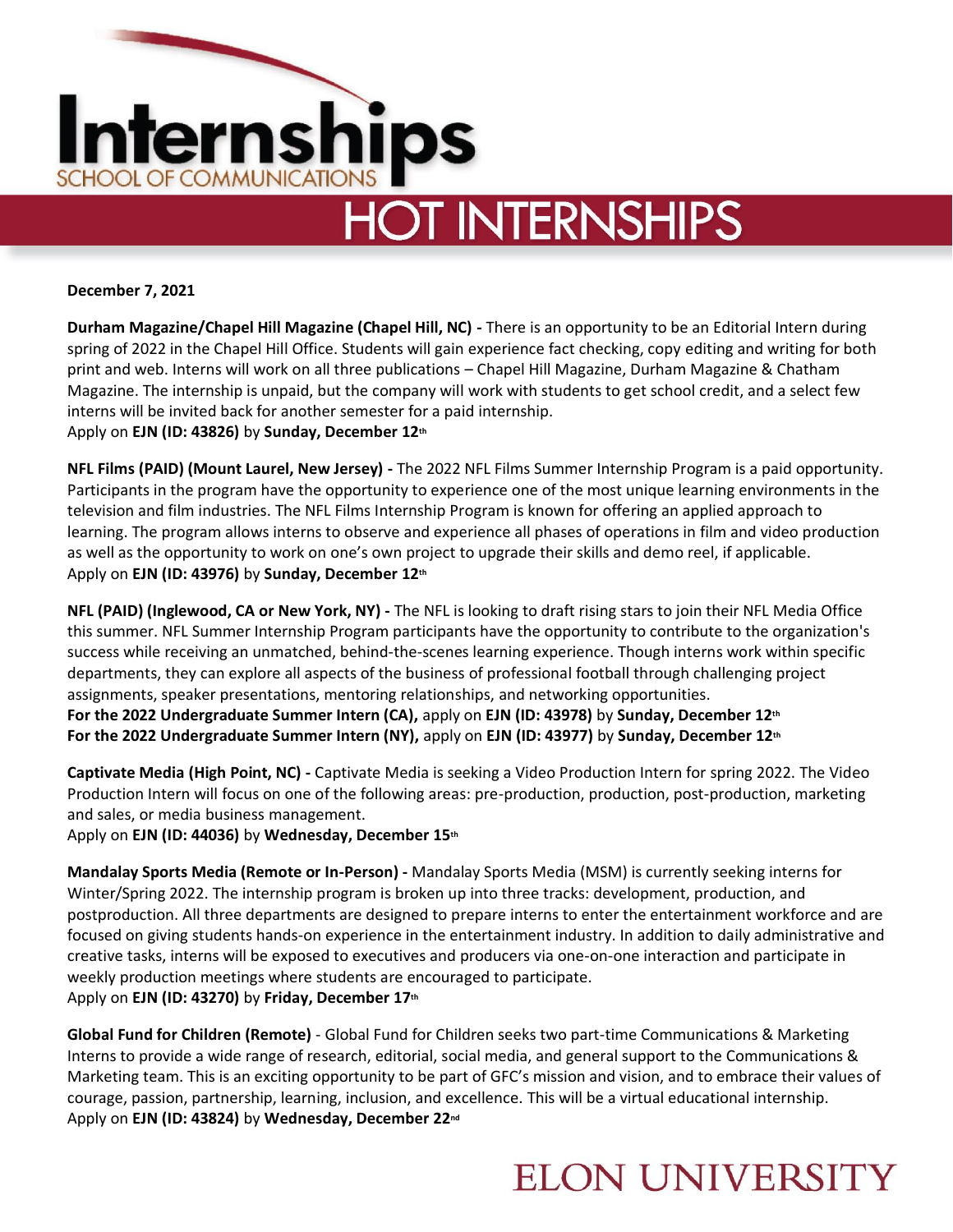# Internships

SCHOOL OF COMMUNICATIONS

## HOT INTERNSHIPS

**December 7, 2021**

**Durham Magazine/Chapel Hill Magazine (Chapel Hill, NC) -** There is an opportunity to be an Editorial Intern during spring of 2022 in the Chapel Hill Office. Students will gain experience fact checking, copy editing and writing for both print and web. Interns will work on all three publications – Chapel Hill Magazine, Durham Magazine & Chatham Magazine. The internship is unpaid, but the company will work with students to get school credit, and a select few interns will be invited back for another semester for a paid internship.
Apply on **EJN (ID: 43826)** by **Sunday, December 12th**

**NFL Films (PAID) (Mount Laurel, New Jersey) -** The 2022 NFL Films Summer Internship Program is a paid opportunity. Participants in the program have the opportunity to experience one of the most unique learning environments in the television and film industries. The NFL Films Internship Program is known for offering an applied approach to learning. The program allows interns to observe and experience all phases of operations in film and video production as well as the opportunity to work on one's own project to upgrade their skills and demo reel, if applicable.
Apply on **EJN (ID: 43976)** by **Sunday, December 12th**

**NFL (PAID) (Inglewood, CA or New York, NY) -** The NFL is looking to draft rising stars to join their NFL Media Office this summer. NFL Summer Internship Program participants have the opportunity to contribute to the organization's success while receiving an unmatched, behind-the-scenes learning experience. Though interns work within specific departments, they can explore all aspects of the business of professional football through challenging project assignments, speaker presentations, mentoring relationships, and networking opportunities.
**For the 2022 Undergraduate Summer Intern (CA),** apply on **EJN (ID: 43978)** by **Sunday, December 12th**
**For the 2022 Undergraduate Summer Intern (NY),** apply on **EJN (ID: 43977)** by **Sunday, December 12th**

**Captivate Media (High Point, NC) -** Captivate Media is seeking a Video Production Intern for spring 2022. The Video Production Intern will focus on one of the following areas: pre-production, production, post-production, marketing and sales, or media business management.
Apply on **EJN (ID: 44036)** by **Wednesday, December 15th**

**Mandalay Sports Media (Remote or In-Person) -** Mandalay Sports Media (MSM) is currently seeking interns for Winter/Spring 2022. The internship program is broken up into three tracks: development, production, and postproduction. All three departments are designed to prepare interns to enter the entertainment workforce and are focused on giving students hands-on experience in the entertainment industry. In addition to daily administrative and creative tasks, interns will be exposed to executives and producers via one-on-one interaction and participate in weekly production meetings where students are encouraged to participate.
Apply on **EJN (ID: 43270)** by **Friday, December 17th**

**Global Fund for Children (Remote)** - Global Fund for Children seeks two part-time Communications & Marketing Interns to provide a wide range of research, editorial, social media, and general support to the Communications & Marketing team. This is an exciting opportunity to be part of GFC's mission and vision, and to embrace their values of courage, passion, partnership, learning, inclusion, and excellence. This will be a virtual educational internship.
Apply on **EJN (ID: 43824)** by **Wednesday, December 22nd**

ELON UNIVERSITY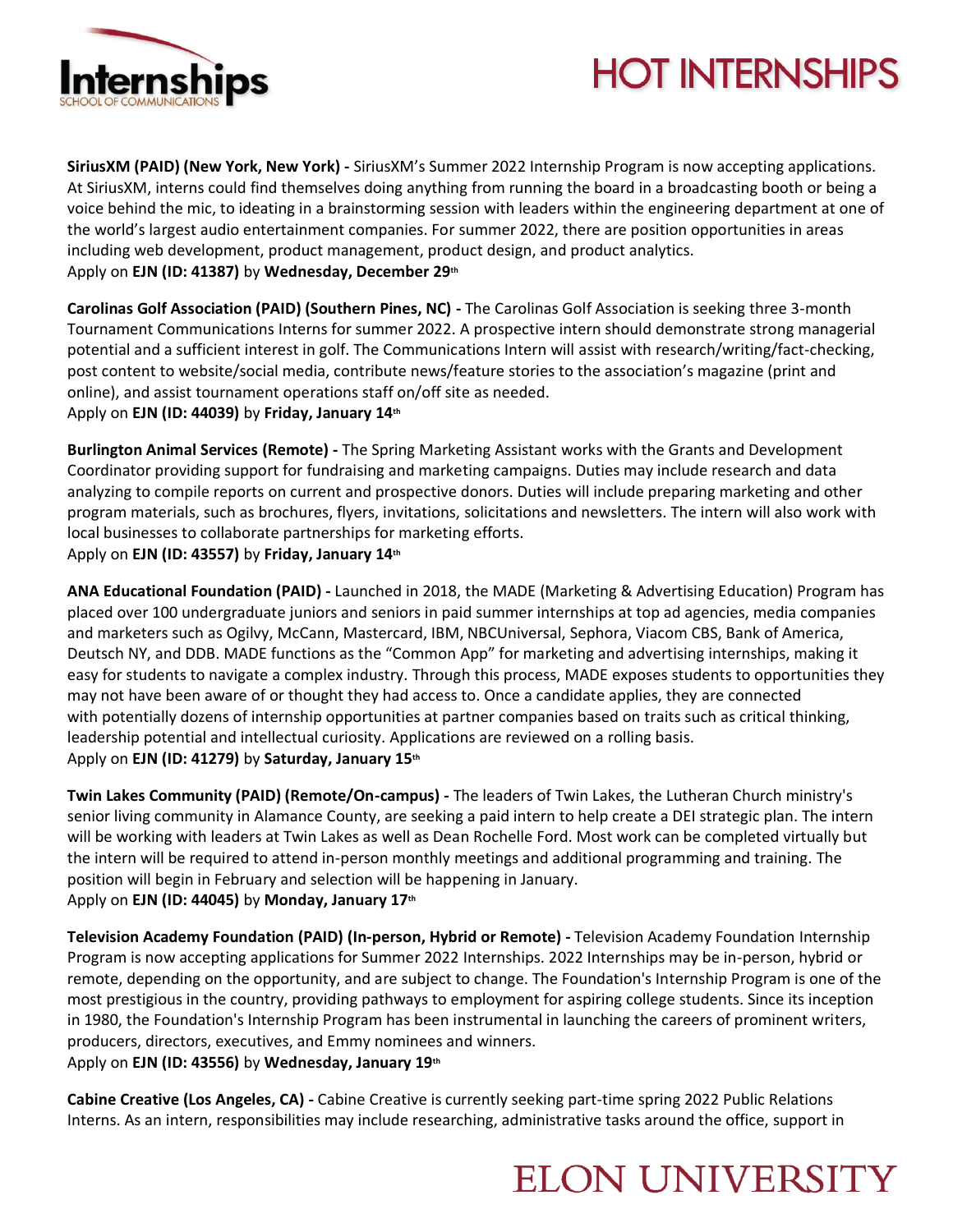**SiriusXM (PAID) (New York, New York) -** SiriusXM's Summer 2022 Internship Program is now accepting applications. At SiriusXM, interns could find themselves doing anything from running the board in a broadcasting booth or being a voice behind the mic, to ideating in a brainstorming session with leaders within the engineering department at one of the world's largest audio entertainment companies. For summer 2022, there are position opportunities in areas including web development, product management, product design, and product analytics.
Apply on **EJN (ID: 41387)** by **Wednesday, December 29th**

**Carolinas Golf Association (PAID) (Southern Pines, NC) -** The Carolinas Golf Association is seeking three 3-month Tournament Communications Interns for summer 2022. A prospective intern should demonstrate strong managerial potential and a sufficient interest in golf. The Communications Intern will assist with research/writing/fact-checking, post content to website/social media, contribute news/feature stories to the association's magazine (print and online), and assist tournament operations staff on/off site as needed.
Apply on **EJN (ID: 44039)** by **Friday, January 14th**

**Burlington Animal Services (Remote) -** The Spring Marketing Assistant works with the Grants and Development Coordinator providing support for fundraising and marketing campaigns. Duties may include research and data analyzing to compile reports on current and prospective donors. Duties will include preparing marketing and other program materials, such as brochures, flyers, invitations, solicitations and newsletters. The intern will also work with local businesses to collaborate partnerships for marketing efforts.
Apply on **EJN (ID: 43557)** by **Friday, January 14th**

**ANA Educational Foundation (PAID) -** Launched in 2018, the MADE (Marketing & Advertising Education) Program has placed over 100 undergraduate juniors and seniors in paid summer internships at top ad agencies, media companies and marketers such as Ogilvy, McCann, Mastercard, IBM, NBCUniversal, Sephora, Viacom CBS, Bank of America, Deutsch NY, and DDB. MADE functions as the "Common App" for marketing and advertising internships, making it easy for students to navigate a complex industry. Through this process, MADE exposes students to opportunities they may not have been aware of or thought they had access to. Once a candidate applies, they are connected with potentially dozens of internship opportunities at partner companies based on traits such as critical thinking, leadership potential and intellectual curiosity. Applications are reviewed on a rolling basis.
Apply on **EJN (ID: 41279)** by **Saturday, January 15th**

**Twin Lakes Community (PAID) (Remote/On-campus) -** The leaders of Twin Lakes, the Lutheran Church ministry's senior living community in Alamance County, are seeking a paid intern to help create a DEI strategic plan. The intern will be working with leaders at Twin Lakes as well as Dean Rochelle Ford. Most work can be completed virtually but the intern will be required to attend in-person monthly meetings and additional programming and training. The position will begin in February and selection will be happening in January.
Apply on **EJN (ID: 44045)** by **Monday, January 17th**

**Television Academy Foundation (PAID) (In-person, Hybrid or Remote) -** Television Academy Foundation Internship Program is now accepting applications for Summer 2022 Internships. 2022 Internships may be in-person, hybrid or remote, depending on the opportunity, and are subject to change. The Foundation's Internship Program is one of the most prestigious in the country, providing pathways to employment for aspiring college students. Since its inception in 1980, the Foundation's Internship Program has been instrumental in launching the careers of prominent writers, producers, directors, executives, and Emmy nominees and winners.
Apply on **EJN (ID: 43556)** by **Wednesday, January 19th**

**Cabine Creative (Los Angeles, CA) -** Cabine Creative is currently seeking part-time spring 2022 Public Relations Interns. As an intern, responsibilities may include researching, administrative tasks around the office, support in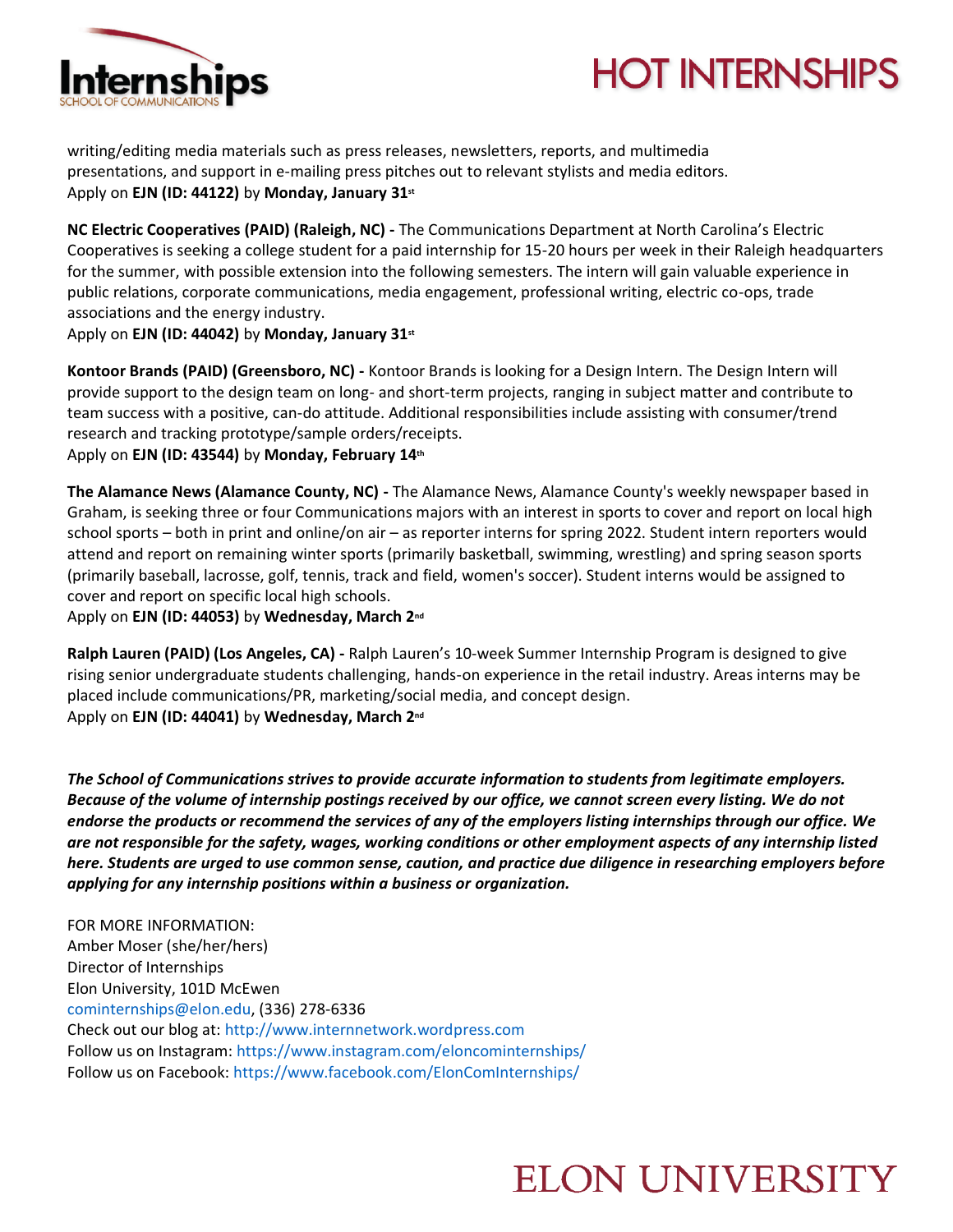writing/editing media materials such as press releases, newsletters, reports, and multimedia presentations, and support in e-mailing press pitches out to relevant stylists and media editors.
Apply on **EJN (ID: 44122)** by **Monday, January 31st**

**NC Electric Cooperatives (PAID) (Raleigh, NC) -** The Communications Department at North Carolina's Electric Cooperatives is seeking a college student for a paid internship for 15-20 hours per week in their Raleigh headquarters for the summer, with possible extension into the following semesters. The intern will gain valuable experience in public relations, corporate communications, media engagement, professional writing, electric co-ops, trade associations and the energy industry.
Apply on **EJN (ID: 44042)** by **Monday, January 31st**

**Kontoor Brands (PAID) (Greensboro, NC) -** Kontoor Brands is looking for a Design Intern. The Design Intern will provide support to the design team on long- and short-term projects, ranging in subject matter and contribute to team success with a positive, can-do attitude. Additional responsibilities include assisting with consumer/trend research and tracking prototype/sample orders/receipts.
Apply on **EJN (ID: 43544)** by **Monday, February 14th**

**The Alamance News (Alamance County, NC) -** The Alamance News, Alamance County's weekly newspaper based in Graham, is seeking three or four Communications majors with an interest in sports to cover and report on local high school sports – both in print and online/on air – as reporter interns for spring 2022. Student intern reporters would attend and report on remaining winter sports (primarily basketball, swimming, wrestling) and spring season sports (primarily baseball, lacrosse, golf, tennis, track and field, women's soccer). Student interns would be assigned to cover and report on specific local high schools.
Apply on **EJN (ID: 44053)** by **Wednesday, March 2nd**

**Ralph Lauren (PAID) (Los Angeles, CA) -** Ralph Lauren's 10-week Summer Internship Program is designed to give rising senior undergraduate students challenging, hands-on experience in the retail industry. Areas interns may be placed include communications/PR, marketing/social media, and concept design.
Apply on **EJN (ID: 44041)** by **Wednesday, March 2nd**

***The School of Communications strives to provide accurate information to students from legitimate employers. Because of the volume of internship postings received by our office, we cannot screen every listing. We do not endorse the products or recommend the services of any of the employers listing internships through our office. We are not responsible for the safety, wages, working conditions or other employment aspects of any internship listed here. Students are urged to use common sense, caution, and practice due diligence in researching employers before applying for any internship positions within a business or organization.***

FOR MORE INFORMATION:
Amber Moser (she/her/hers)
Director of Internships
Elon University, 101D McEwen
cominternships@elon.edu, (336) 278-6336
Check out our blog at: http://www.internnetwork.wordpress.com
Follow us on Instagram: https://www.instagram.com/eloncominternships/
Follow us on Facebook: https://www.facebook.com/ElonComInternships/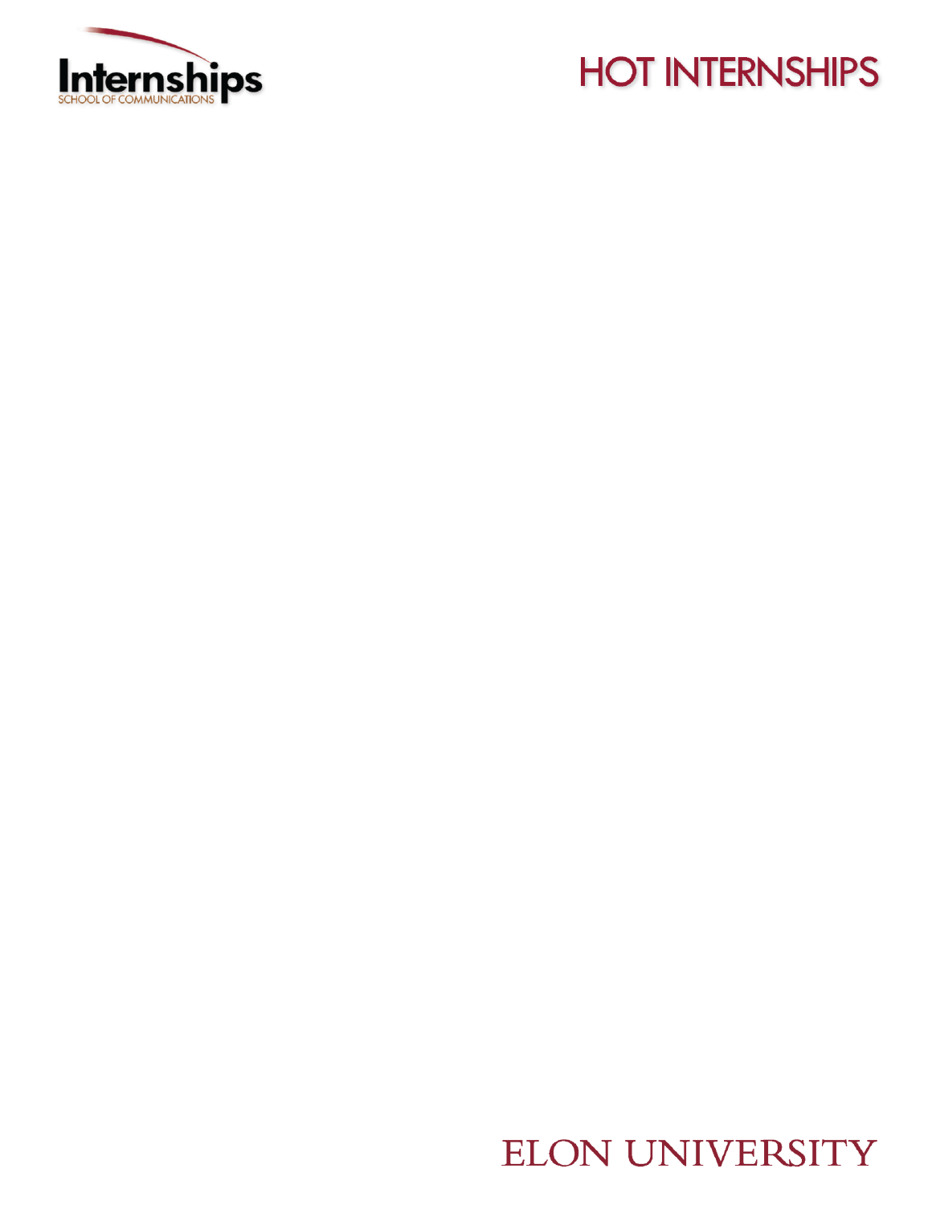Internships
SCHOOL OF COMMUNICATIONS

# HOT INTERNSHIPS

ELON UNIVERSITY